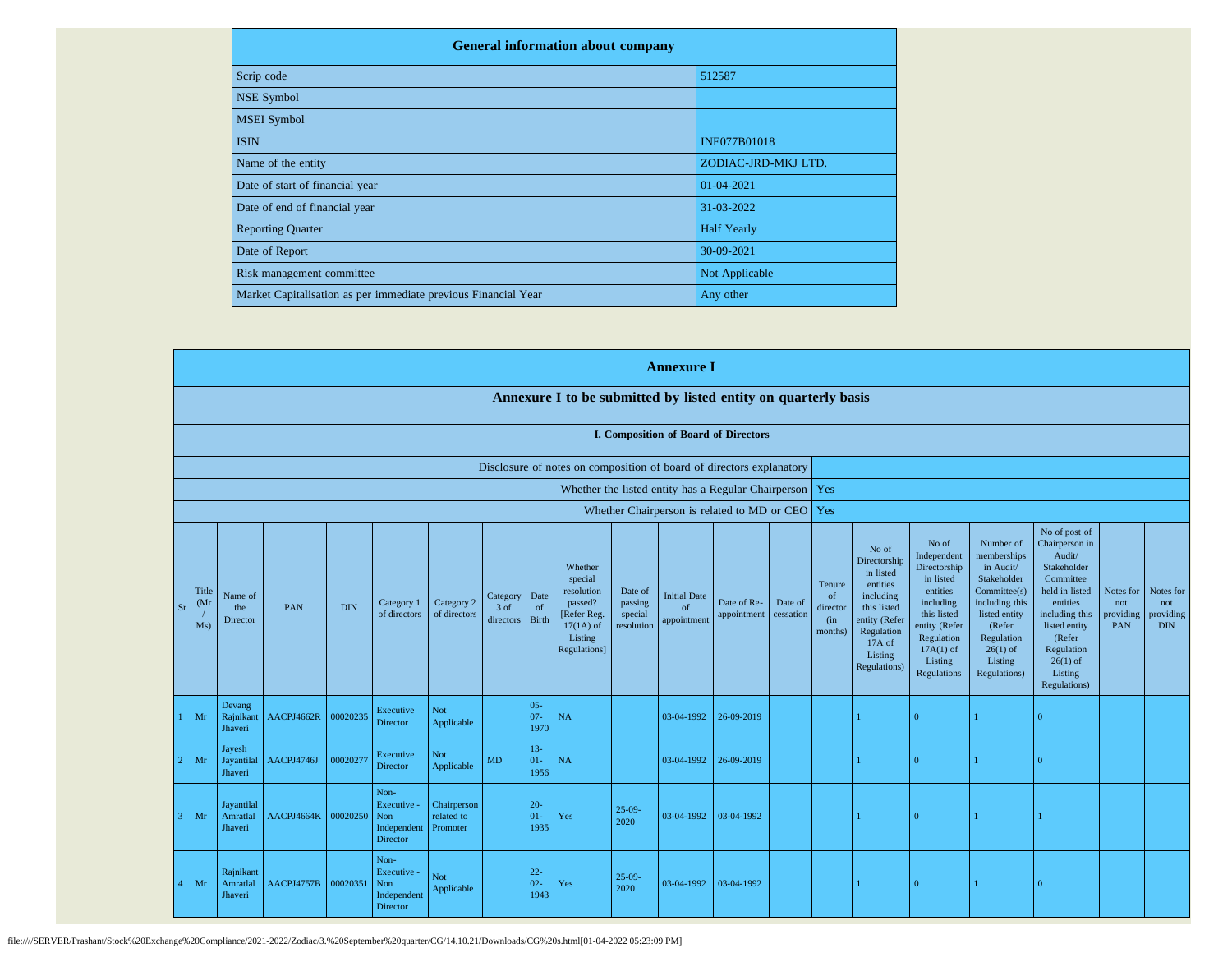## General information about company

| General information about company | |
|---|---|
| Scrip code | 512587 |
| NSE Symbol | |
| MSEI Symbol | |
| ISIN | INE077B01018 |
| Name of the entity | ZODIAC-JRD-MKJ LTD. |
| Date of start of financial year | 01-04-2021 |
| Date of end of financial year | 31-03-2022 |
| Reporting Quarter | Half Yearly |
| Date of Report | 30-09-2021 |
| Risk management committee | Not Applicable |
| Market Capitalisation as per immediate previous Financial Year | Any other |

## Annexure I

### Annexure I to be submitted by listed entity on quarterly basis

#### I. Composition of Board of Directors

| | |
|---|---|
| Disclosure of notes on composition of board of directors explanatory | |
| Whether the listed entity has a Regular Chairperson | Yes |
| Whether Chairperson is related to MD or CEO | Yes |

| Sr | Title (Mr / Ms) | Name of the Director | PAN | DIN | Category 1 of directors | Category 2 of directors | Category 3 of directors | Date of Birth | Whether special resolution passed? [Refer Reg. 17(1A) of Listing Regulations] | Date of passing special resolution | Initial Date of appointment | Date of Re-appointment | Date of cessation | Tenure of director (in months) | No of Directorship in listed entities including this listed entity (Refer Regulation 17A of Listing Regulations) | No of Independent Directorship in listed entities including this listed entity (Refer Regulation 17A(1) of Listing Regulations | Number of memberships in Audit/ Stakeholder Committee(s) including this listed entity (Refer Regulation 26(1) of Listing Regulations) | No of post of Chairperson in Audit/ Stakeholder Committee held in listed entities including this listed entity (Refer Regulation 26(1) of Listing Regulations) | Notes for not providing PAN | Notes for not providing DIN |
|---|---|---|---|---|---|---|---|---|---|---|---|---|---|---|---|---|---|---|---|---|
| 1 | Mr | Devang Rajnikant Jhaveri | AACPJ4662R | 00020235 | Executive Director | Not Applicable | | 05-07-1970 | NA | | 03-04-1992 | 26-09-2019 | | | 1 | 0 | 1 | 0 | | |
| 2 | Mr | Jayesh Jayantilal Jhaveri | AACPJ4746J | 00020277 | Executive Director | Not Applicable | MD | 13-01-1956 | NA | | 03-04-1992 | 26-09-2019 | | | 1 | 0 | 1 | 0 | | |
| 3 | Mr | Jayantilal Amratlal Jhaveri | AACPJ4664K | 00020250 | Non-Executive - Non Independent Director | Chairperson related to Promoter | | 20-01-1935 | Yes | 25-09-2020 | 03-04-1992 | 03-04-1992 | | | 1 | 0 | 1 | 1 | | |
| 4 | Mr | Rajnikant Amratlal Jhaveri | AACPJ4757B | 00020351 | Non-Executive - Non Independent Director | Not Applicable | | 22-02-1943 | Yes | 25-09-2020 | 03-04-1992 | 03-04-1992 | | | 1 | 0 | 1 | 0 | | |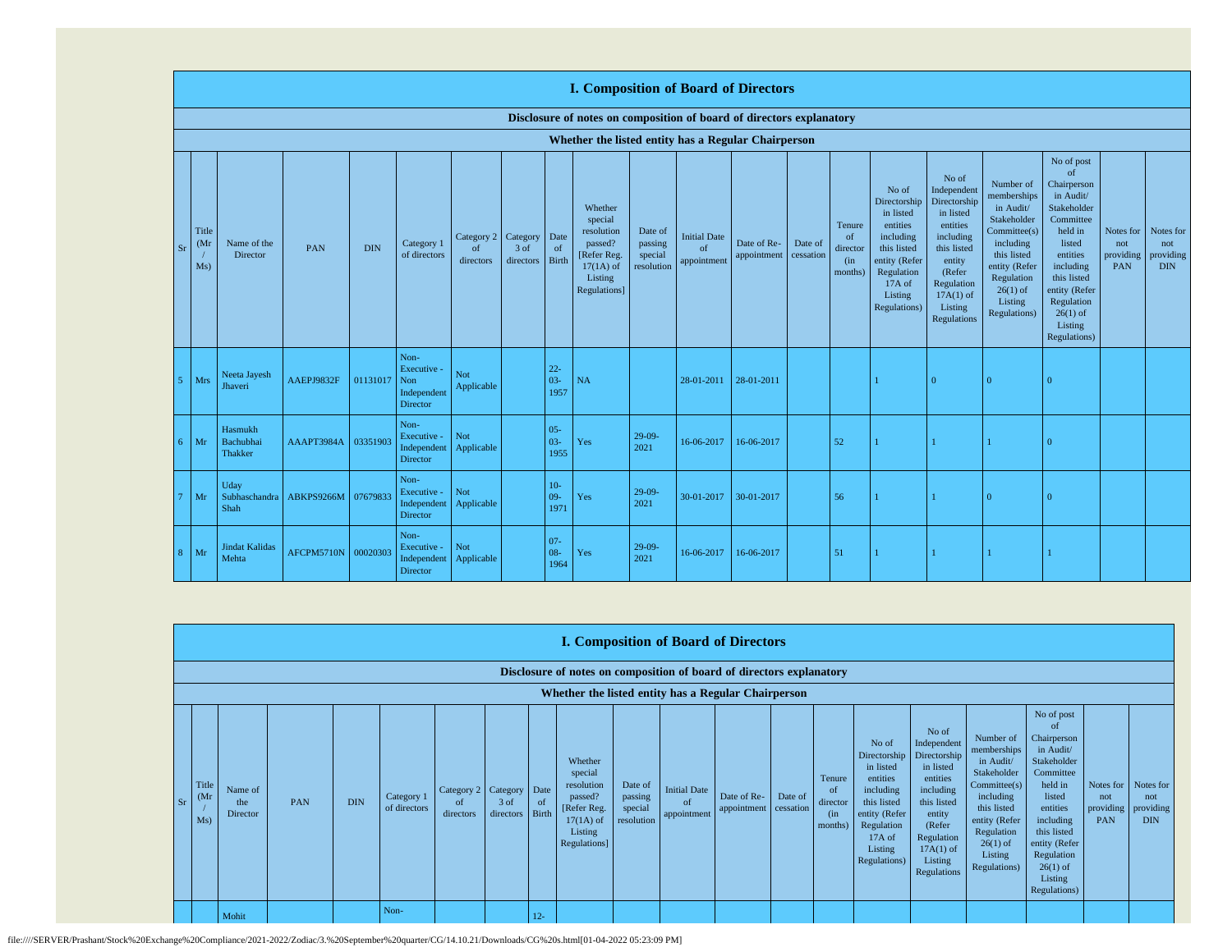# I. Composition of Board of Directors

**Disclosure of notes on composition of board of directors explanatory**

**Whether the listed entity has a Regular Chairperson**

| Sr | Title (Mr / Ms) | Name of the Director | PAN | DIN | Category 1 of directors | Category 2 of directors | Category 3 of directors | Date of Birth | Whether special resolution passed? [Refer Reg. 17(1A) of Listing Regulations] | Date of passing special resolution | Initial Date of appointment | Date of Re-appointment | Date of cessation | Tenure of director (in months) | No of Directorship in listed entities including this listed entity (Refer Regulation 17A of Listing Regulations) | No of Independent Directorship in listed entities including this listed entity (Refer Regulation 17A(1) of Listing Regulations | Number of memberships in Audit/ Stakeholder Committee(s) including this listed entity (Refer Regulation 26(1) of Listing Regulations) | No of post of Chairperson in Audit/ Stakeholder Committee held in listed entities including this listed entity (Refer Regulation 26(1) of Listing Regulations) | Notes for not providing PAN | Notes for not providing DIN |
|---|---|---|---|---|---|---|---|---|---|---|---|---|---|---|---|---|---|---|---|---|
| 5 | Mrs | Neeta Jayesh Jhaveri | AAEPJ9832F | 01131017 | Non-Executive - Non Independent Director | Not Applicable | | 22-03-1957 | NA | | 28-01-2011 | 28-01-2011 | | | 1 | 0 | 0 | 0 | | |
| 6 | Mr | Hasmukh Bachubhai Thakker | AAAPT3984A | 03351903 | Non-Executive - Independent Director | Not Applicable | | 05-03-1955 | Yes | 29-09-2021 | 16-06-2017 | 16-06-2017 | | 52 | 1 | 1 | 1 | 0 | | |
| 7 | Mr | Uday Subhaschandra Shah | ABKPS9266M | 07679833 | Non-Executive - Independent Director | Not Applicable | | 10-09-1971 | Yes | 29-09-2021 | 30-01-2017 | 30-01-2017 | | 56 | 1 | 1 | 0 | 0 | | |
| 8 | Mr | Jindat Kalidas Mehta | AFCPM5710N | 00020303 | Non-Executive - Independent Director | Not Applicable | | 07-08-1964 | Yes | 29-09-2021 | 16-06-2017 | 16-06-2017 | | 51 | 1 | 1 | 1 | 1 | | |

# I. Composition of Board of Directors

**Disclosure of notes on composition of board of directors explanatory**

**Whether the listed entity has a Regular Chairperson**

| Sr | Title (Mr / Ms) | Name of the Director | PAN | DIN | Category 1 of directors | Category 2 of directors | Category 3 of directors | Date of Birth | Whether special resolution passed? [Refer Reg. 17(1A) of Listing Regulations] | Date of passing special resolution | Initial Date of appointment | Date of Re-appointment | Date of cessation | Tenure of director (in months) | No of Directorship in listed entities including this listed entity (Refer Regulation 17A of Listing Regulations) | No of Independent Directorship in listed entities including this listed entity (Refer Regulation 17A(1) of Listing Regulations | Number of memberships in Audit/ Stakeholder Committee(s) including this listed entity (Refer Regulation 26(1) of Listing Regulations) | No of post of Chairperson in Audit/ Stakeholder Committee held in listed entities including this listed entity (Refer Regulation 26(1) of Listing Regulations) | Notes for not providing PAN | Notes for not providing DIN |
|---|---|---|---|---|---|---|---|---|---|---|---|---|---|---|---|---|---|---|---|---|
| | | Mohit | | | Non- | | | 12- | | | | | | | | | | | | |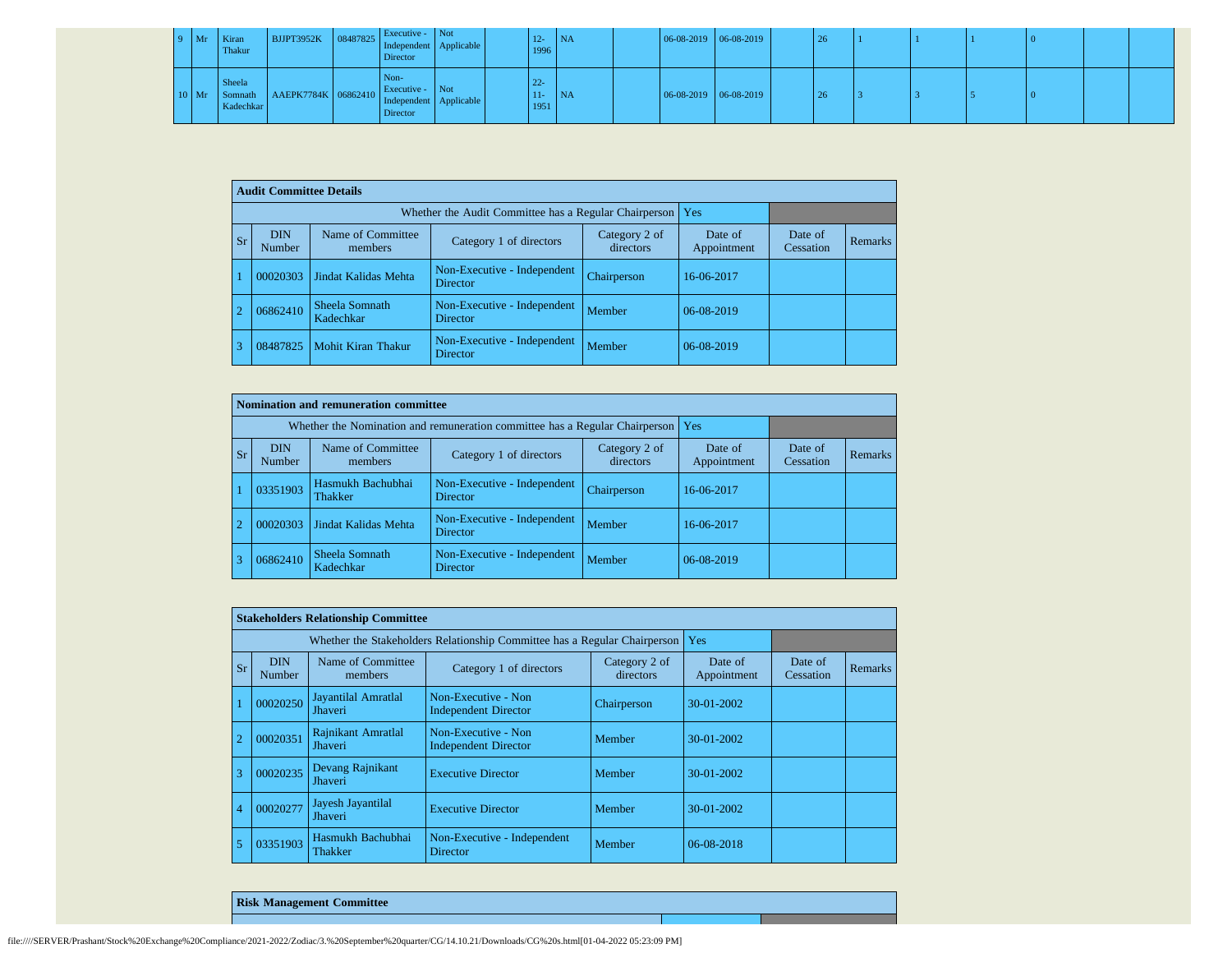| 9 | Mr | Kiran Thakur | BJJPT3952K | 08487825 | Executive - Independent Director | Not Applicable | | 12-1996 | NA | | 06-08-2019 | 06-08-2019 | | 26 | 1 | 1 | 1 | 0 | | |
|---|---|---|---|---|---|---|---|---|---|---|---|---|---|---|---|---|---|---|---|---|
| 10 | Mr | Sheela Somnath Kadechkar | AAEPK7784K | 06862410 | Non-Executive - Independent Director | Not Applicable | | 22-11-1951 | NA | | 06-08-2019 | 06-08-2019 | | 26 | 3 | 3 | 5 | 0 | | |

| Audit Committee Details | | | | | | |
|---|---|---|---|---|---|---|
| Whether the Audit Committee has a Regular Chairperson | | | | | Yes | |
| Sr | DIN Number | Name of Committee members | Category 1 of directors | Category 2 of directors | Date of Appointment | Date of Cessation | Remarks |
| 1 | 00020303 | Jindat Kalidas Mehta | Non-Executive - Independent Director | Chairperson | 16-06-2017 | | |
| 2 | 06862410 | Sheela Somnath Kadechkar | Non-Executive - Independent Director | Member | 06-08-2019 | | |
| 3 | 08487825 | Mohit Kiran Thakur | Non-Executive - Independent Director | Member | 06-08-2019 | | |

| Nomination and remuneration committee | | | | | | | |
|---|---|---|---|---|---|---|---|
| Whether the Nomination and remuneration committee has a Regular Chairperson | | | | | Yes | | |
| Sr | DIN Number | Name of Committee members | Category 1 of directors | Category 2 of directors | Date of Appointment | Date of Cessation | Remarks |
| 1 | 03351903 | Hasmukh Bachubhai Thakker | Non-Executive - Independent Director | Chairperson | 16-06-2017 | | |
| 2 | 00020303 | Jindat Kalidas Mehta | Non-Executive - Independent Director | Member | 16-06-2017 | | |
| 3 | 06862410 | Sheela Somnath Kadechkar | Non-Executive - Independent Director | Member | 06-08-2019 | | |

| Stakeholders Relationship Committee | | | | | | | |
|---|---|---|---|---|---|---|---|
| Whether the Stakeholders Relationship Committee has a Regular Chairperson | | | | | Yes | | |
| Sr | DIN Number | Name of Committee members | Category 1 of directors | Category 2 of directors | Date of Appointment | Date of Cessation | Remarks |
| 1 | 00020250 | Jayantilal Amratlal Jhaveri | Non-Executive - Non Independent Director | Chairperson | 30-01-2002 | | |
| 2 | 00020351 | Rajnikant Amratlal Jhaveri | Non-Executive - Non Independent Director | Member | 30-01-2002 | | |
| 3 | 00020235 | Devang Rajnikant Jhaveri | Executive Director | Member | 30-01-2002 | | |
| 4 | 00020277 | Jayesh Jayantilal Jhaveri | Executive Director | Member | 30-01-2002 | | |
| 5 | 03351903 | Hasmukh Bachubhai Thakker | Non-Executive - Independent Director | Member | 06-08-2018 | | |

| Risk Management Committee |
|---|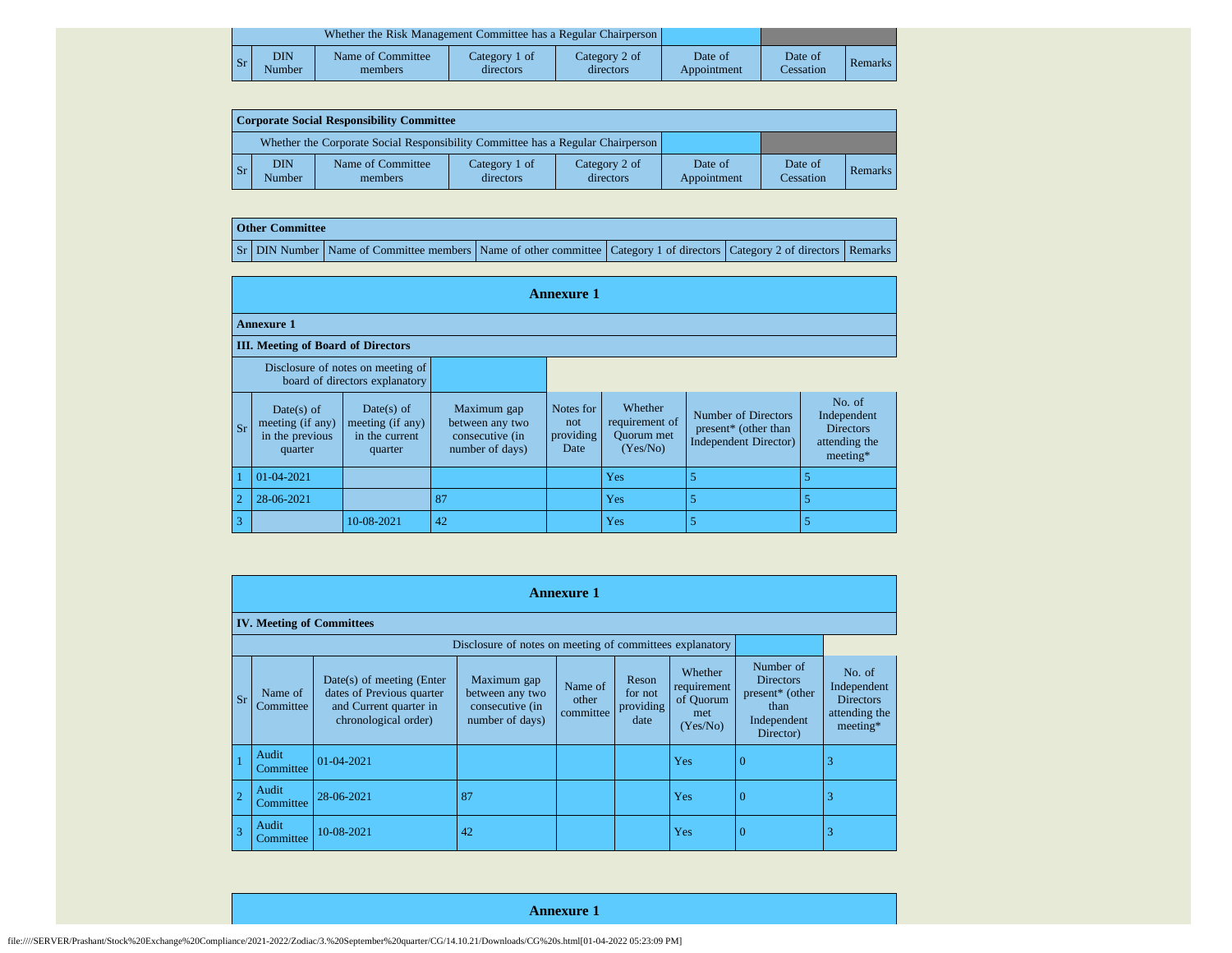| Whether the Risk Management Committee has a Regular Chairperson | | | | | | | |
|---|---|---|---|---|---|---|---|
| Sr | DIN Number | Name of Committee members | Category 1 of directors | Category 2 of directors | Date of Appointment | Date of Cessation | Remarks |

| **Corporate Social Responsibility Committee** | | | | | | | |
|---|---|---|---|---|---|---|---|
| Whether the Corporate Social Responsibility Committee has a Regular Chairperson | | | | | | | |
| Sr | DIN Number | Name of Committee members | Category 1 of directors | Category 2 of directors | Date of Appointment | Date of Cessation | Remarks |

| **Other Committee** | | | | | | |
|---|---|---|---|---|---|---|
| Sr | DIN Number | Name of Committee members | Name of other committee | Category 1 of directors | Category 2 of directors | Remarks |

## Annexure 1

**Annexure 1**

**III. Meeting of Board of Directors**

| Disclosure of notes on meeting of board of directors explanatory | | | | | | | |
|---|---|---|---|---|---|---|---|
| Sr | Date(s) of meeting (if any) in the previous quarter | Date(s) of meeting (if any) in the current quarter | Maximum gap between any two consecutive (in number of days) | Notes for not providing Date | Whether requirement of Quorum met (Yes/No) | Number of Directors present* (other than Independent Director) | No. of Independent Directors attending the meeting* |
| 1 | 01-04-2021 | | | | Yes | 5 | 5 |
| 2 | 28-06-2021 | | 87 | | Yes | 5 | 5 |
| 3 | | 10-08-2021 | 42 | | Yes | 5 | 5 |

## Annexure 1

**IV. Meeting of Committees**

| Disclosure of notes on meeting of committees explanatory | | | | | | | | |
|---|---|---|---|---|---|---|---|---|
| Sr | Name of Committee | Date(s) of meeting (Enter dates of Previous quarter and Current quarter in chronological order) | Maximum gap between any two consecutive (in number of days) | Name of other committee | Reson for not providing date | Whether requirement of Quorum met (Yes/No) | Number of Directors present* (other than Independent Director) | No. of Independent Directors attending the meeting* |
| 1 | Audit Committee | 01-04-2021 | | | | Yes | 0 | 3 |
| 2 | Audit Committee | 28-06-2021 | 87 | | | Yes | 0 | 3 |
| 3 | Audit Committee | 10-08-2021 | 42 | | | Yes | 0 | 3 |

## Annexure 1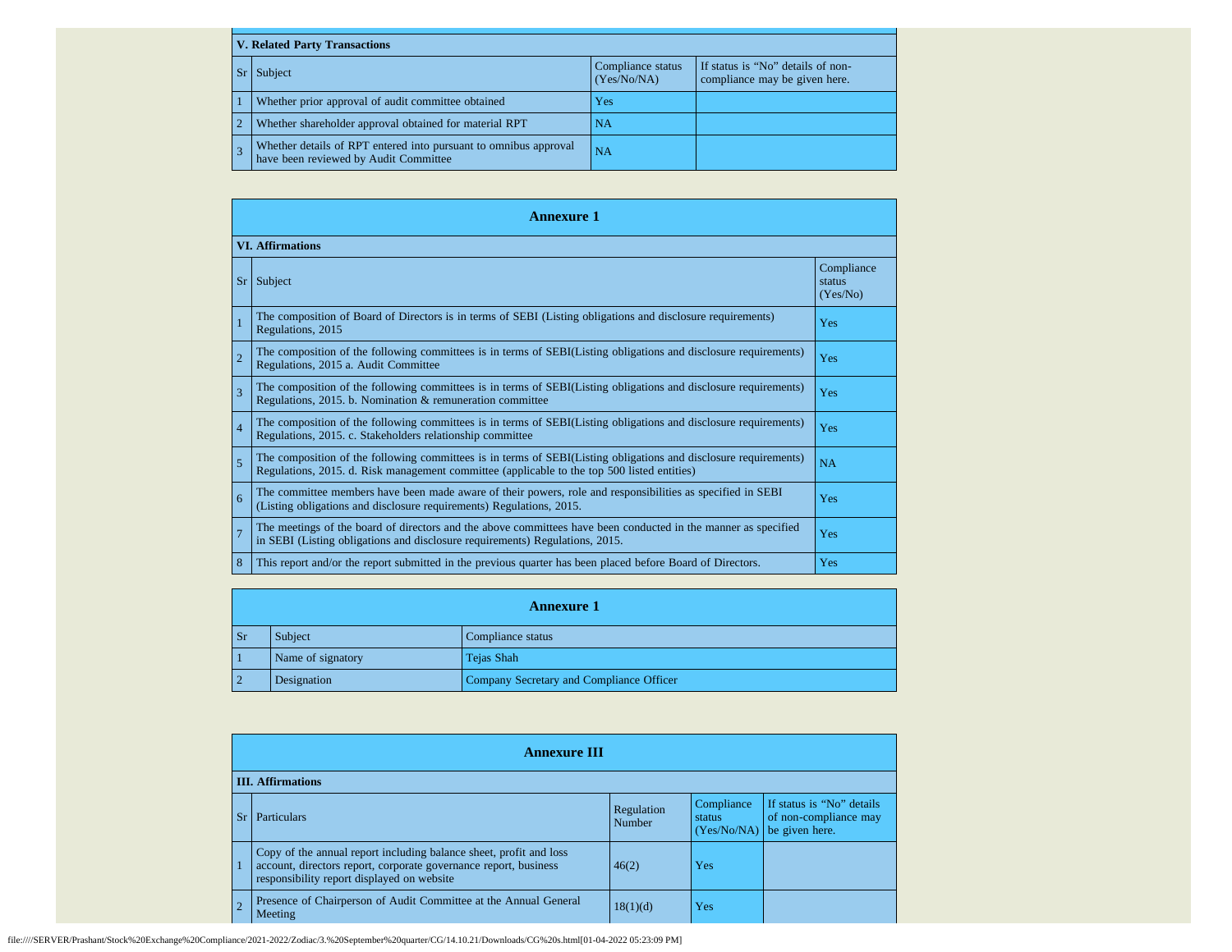### V. Related Party Transactions

| Sr | Subject | Compliance status (Yes/No/NA) | If status is “No” details of non-compliance may be given here. |
|---|---|---|---|
| 1 | Whether prior approval of audit committee obtained | Yes | |
| 2 | Whether shareholder approval obtained for material RPT | NA | |
| 3 | Whether details of RPT entered into pursuant to omnibus approval have been reviewed by Audit Committee | NA | |

## Annexure 1

### VI. Affirmations

| Sr | Subject | Compliance status (Yes/No) |
|---|---|---|
| 1 | The composition of Board of Directors is in terms of SEBI (Listing obligations and disclosure requirements) Regulations, 2015 | Yes |
| 2 | The composition of the following committees is in terms of SEBI(Listing obligations and disclosure requirements) Regulations, 2015 a. Audit Committee | Yes |
| 3 | The composition of the following committees is in terms of SEBI(Listing obligations and disclosure requirements) Regulations, 2015. b. Nomination & remuneration committee | Yes |
| 4 | The composition of the following committees is in terms of SEBI(Listing obligations and disclosure requirements) Regulations, 2015. c. Stakeholders relationship committee | Yes |
| 5 | The composition of the following committees is in terms of SEBI(Listing obligations and disclosure requirements) Regulations, 2015. d. Risk management committee (applicable to the top 500 listed entities) | NA |
| 6 | The committee members have been made aware of their powers, role and responsibilities as specified in SEBI (Listing obligations and disclosure requirements) Regulations, 2015. | Yes |
| 7 | The meetings of the board of directors and the above committees have been conducted in the manner as specified in SEBI (Listing obligations and disclosure requirements) Regulations, 2015. | Yes |
| 8 | This report and/or the report submitted in the previous quarter has been placed before Board of Directors. | Yes |

## Annexure 1

| Sr | Subject | Compliance status |
|---|---|---|
| 1 | Name of signatory | Tejas Shah |
| 2 | Designation | Company Secretary and Compliance Officer |

## Annexure III

### III. Affirmations

| Sr | Particulars | Regulation Number | Compliance status (Yes/No/NA) | If status is “No” details of non-compliance may be given here. |
|---|---|---|---|---|
| 1 | Copy of the annual report including balance sheet, profit and loss account, directors report, corporate governance report, business responsibility report displayed on website | 46(2) | Yes | |
| 2 | Presence of Chairperson of Audit Committee at the Annual General Meeting | 18(1)(d) | Yes | |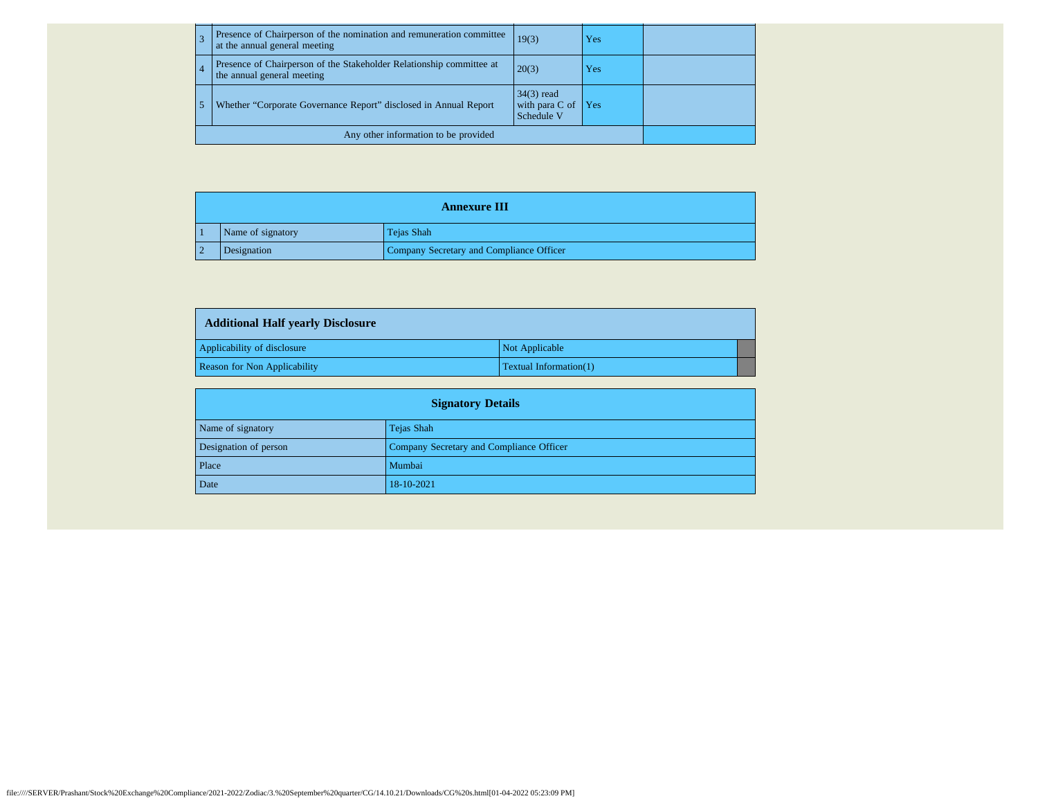| | | | | |
|---|---|---|---|---|
| 3 | Presence of Chairperson of the nomination and remuneration committee at the annual general meeting | 19(3) | Yes | |
| 4 | Presence of Chairperson of the Stakeholder Relationship committee at the annual general meeting | 20(3) | Yes | |
| 5 | Whether "Corporate Governance Report" disclosed in Annual Report | 34(3) read with para C of Schedule V | Yes | |
| Any other information to be provided | | | | |

| Annexure III | | |
|---|---|---|
| 1 | Name of signatory | Tejas Shah |
| 2 | Designation | Company Secretary and Compliance Officer |

| Additional Half yearly Disclosure | |
|---|---|
| Applicability of disclosure | Not Applicable |
| Reason for Non Applicability | Textual Information(1) |

| Signatory Details | |
|---|---|
| Name of signatory | Tejas Shah |
| Designation of person | Company Secretary and Compliance Officer |
| Place | Mumbai |
| Date | 18-10-2021 |